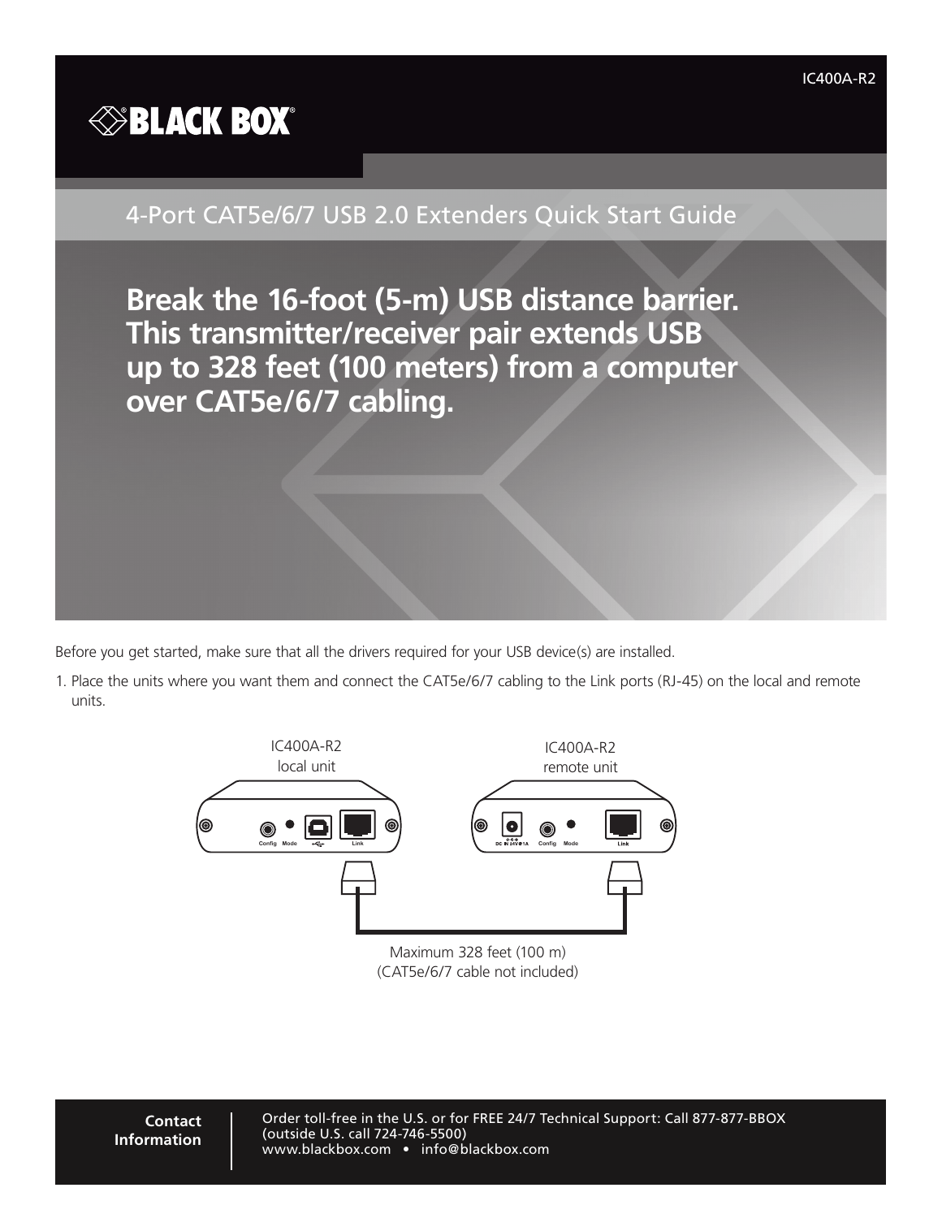IC400A-R2

BLACK BOX®

## 4-Port CAT5e/6/7 USB 2.0 Extenders Quick Start Guide

# Break the 16-foot (5-m) USB distance barrier. This transmitter/receiver pair extends USB up to 328 feet (100 meters) from a computer over CAT5e/6/7 cabling.

Before you get started, make sure that all the drivers required for your USB device(s) are installed.

1. Place the units where you want them and connect the CAT5e/6/7 cabling to the Link ports (RJ-45) on the local and remote units.

IC400A-R2 local unit

IC400A-R2 remote unit

Config Mode Link

DC IN 24V 1A Config Mode Link

Maximum 328 feet (100 m)
(CAT5e/6/7 cable not included)

**Contact Information**

Order toll-free in the U.S. or for FREE 24/7 Technical Support: Call 877-877-BBOX
(outside U.S. call 724-746-5500)
www.blackbox.com • info@blackbox.com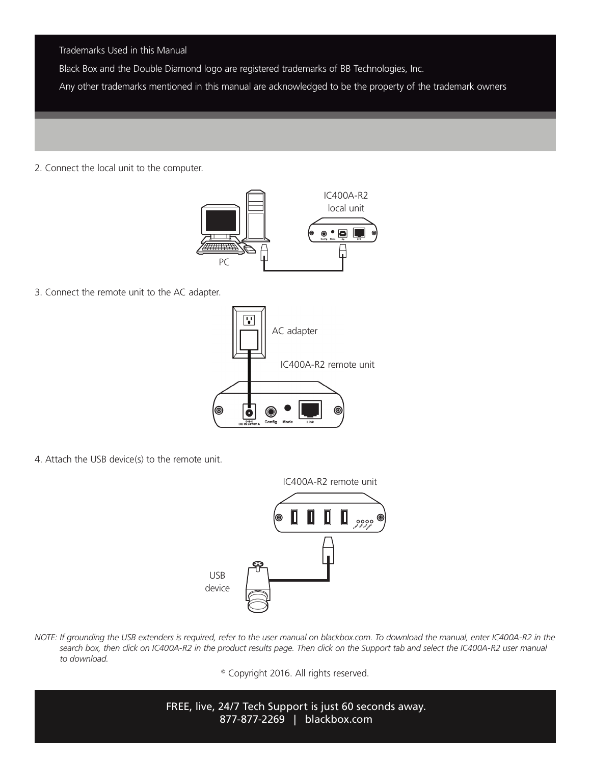Trademarks Used in this Manual

Black Box and the Double Diamond logo are registered trademarks of BB Technologies, Inc.

Any other trademarks mentioned in this manual are acknowledged to be the property of the trademark owners

2. Connect the local unit to the computer.

IC400A-R2
local unit

PC

3. Connect the remote unit to the AC adapter.

AC adapter

IC400A-R2 remote unit

4. Attach the USB device(s) to the remote unit.

IC400A-R2 remote unit

USB
device

*NOTE: If grounding the USB extenders is required, refer to the user manual on blackbox.com. To download the manual, enter IC400A-R2 in the search box, then click on IC400A-R2 in the product results page. Then click on the Support tab and select the IC400A-R2 user manual to download.*

© Copyright 2016. All rights reserved.

FREE, live, 24/7 Tech Support is just 60 seconds away.
877-877-2269 | blackbox.com